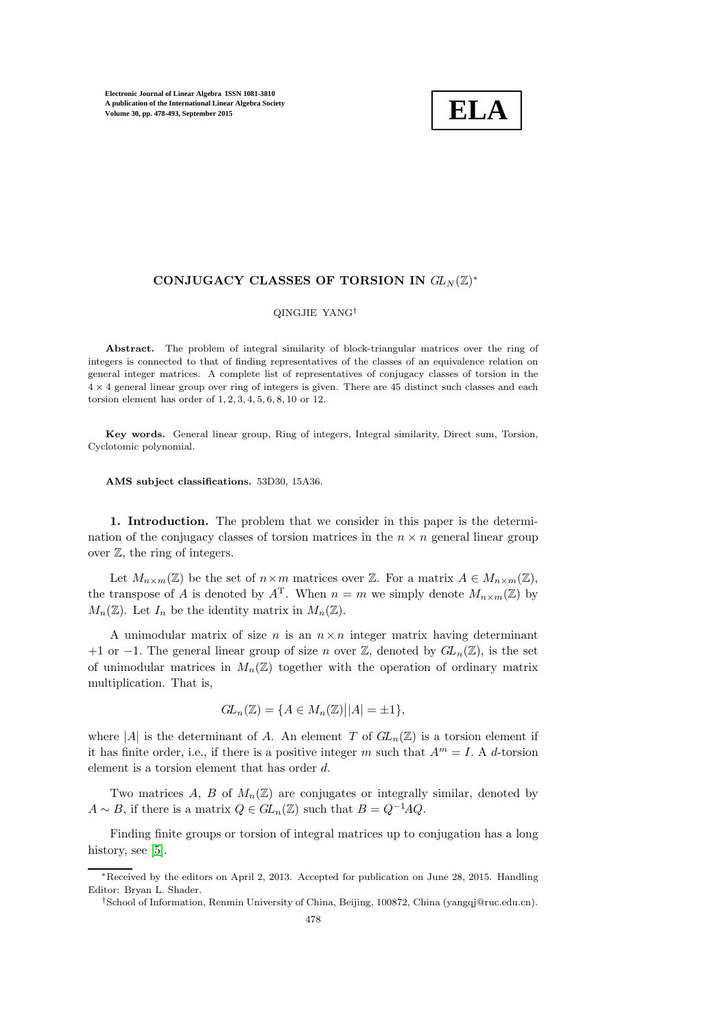# CONJUGACY CLASSES OF TORSION IN $GL_N(\mathbb{Z})$*

QINGJIE YANG†

**Abstract.** The problem of integral similarity of block-triangular matrices over the ring of integers is connected to that of finding representatives of the classes of an equivalence relation on general integer matrices. A complete list of representatives of conjugacy classes of torsion in the $4 \times 4$ general linear group over ring of integers is given. There are 45 distinct such classes and each torsion element has order of $1, 2, 3, 4, 5, 6, 8, 10$ or $12$.

**Key words.** General linear group, Ring of integers, Integral similarity, Direct sum, Torsion, Cyclotomic polynomial.

**AMS subject classifications.** 53D30, 15A36.

## 1. Introduction.

The problem that we consider in this paper is the determination of the conjugacy classes of torsion matrices in the $n \times n$ general linear group over $\mathbb{Z}$, the ring of integers.

Let $M_{n\times m}(\mathbb{Z})$ be the set of $n\times m$ matrices over $\mathbb{Z}$. For a matrix $A \in M_{n\times m}(\mathbb{Z})$, the transpose of $A$ is denoted by $A^{\mathrm{T}}$. When $n = m$ we simply denote $M_{n\times m}(\mathbb{Z})$ by $M_n(\mathbb{Z})$. Let $I_n$ be the identity matrix in $M_n(\mathbb{Z})$.

A unimodular matrix of size $n$ is an $n \times n$ integer matrix having determinant $+1$ or $-1$. The general linear group of size $n$ over $\mathbb{Z}$, denoted by $GL_n(\mathbb{Z})$, is the set of unimodular matrices in $M_n(\mathbb{Z})$ together with the operation of ordinary matrix multiplication. That is,

$$GL_n(\mathbb{Z}) = \{A \in M_n(\mathbb{Z}) | |A| = \pm 1\},$$

where $|A|$ is the determinant of $A$. An element $T$ of $GL_n(\mathbb{Z})$ is a torsion element if it has finite order, i.e., if there is a positive integer $m$ such that $A^m = I$. A $d$-torsion element is a torsion element that has order $d$.

Two matrices $A$, $B$ of $M_n(\mathbb{Z})$ are conjugates or integrally similar, denoted by $A \sim B$, if there is a matrix $Q \in GL_n(\mathbb{Z})$ such that $B = Q^{-1}AQ$.

Finding finite groups or torsion of integral matrices up to conjugation has a long history, see [5].

---

*Received by the editors on April 2, 2013. Accepted for publication on June 28, 2015. Handling Editor: Bryan L. Shader.

†School of Information, Renmin University of China, Beijing, 100872, China (yangqj@ruc.edu.cn).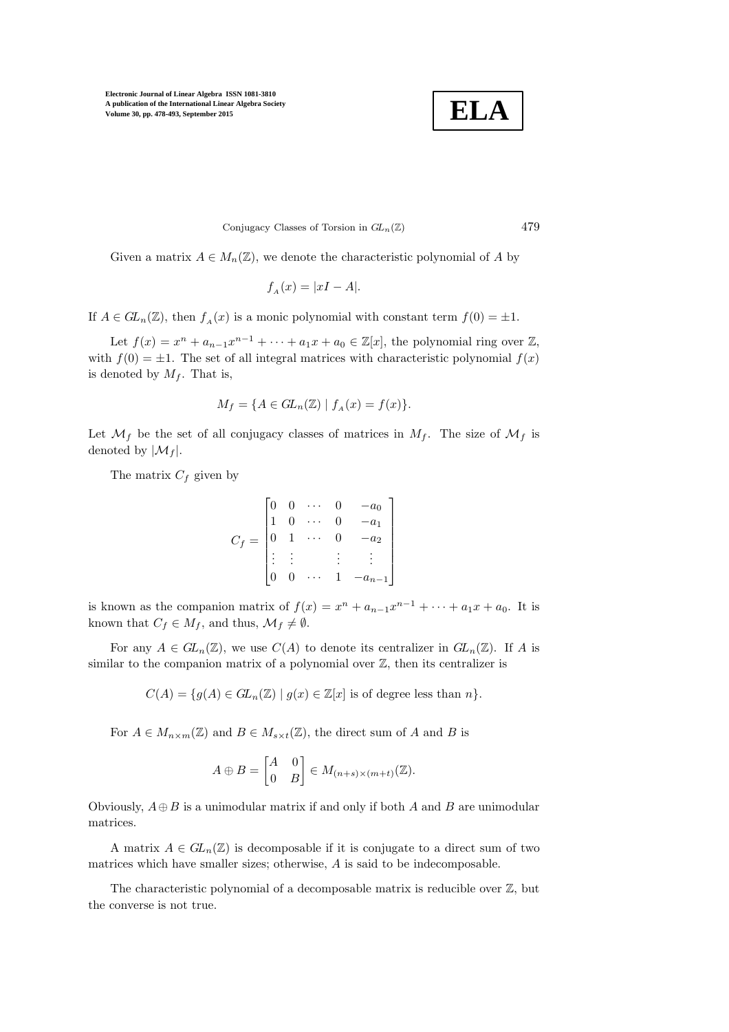Given a matrix $A \in M_n(\mathbb{Z})$, we denote the characteristic polynomial of $A$ by

$$f_A(x) = |xI - A|.$$

If $A \in GL_n(\mathbb{Z})$, then $f_A(x)$ is a monic polynomial with constant term $f(0) = \pm 1$.

Let $f(x) = x^n + a_{n-1}x^{n-1} + \cdots + a_1 x + a_0 \in \mathbb{Z}[x]$, the polynomial ring over $\mathbb{Z}$, with $f(0) = \pm 1$. The set of all integral matrices with characteristic polynomial $f(x)$ is denoted by $M_f$. That is,

$$M_f = \{A \in GL_n(\mathbb{Z}) \mid f_A(x) = f(x)\}.$$

Let $\mathcal{M}_f$ be the set of all conjugacy classes of matrices in $M_f$. The size of $\mathcal{M}_f$ is denoted by $|\mathcal{M}_f|$.

The matrix $C_f$ given by

$$C_f = \begin{bmatrix} 0 & 0 & \cdots & 0 & -a_0 \\ 1 & 0 & \cdots & 0 & -a_1 \\ 0 & 1 & \cdots & 0 & -a_2 \\ \vdots & \vdots & & \vdots & \vdots \\ 0 & 0 & \cdots & 1 & -a_{n-1} \end{bmatrix}$$

is known as the companion matrix of $f(x) = x^n + a_{n-1}x^{n-1} + \cdots + a_1 x + a_0$. It is known that $C_f \in M_f$, and thus, $\mathcal{M}_f \neq \emptyset$.

For any $A \in GL_n(\mathbb{Z})$, we use $C(A)$ to denote its centralizer in $GL_n(\mathbb{Z})$. If $A$ is similar to the companion matrix of a polynomial over $\mathbb{Z}$, then its centralizer is

$$C(A) = \{g(A) \in GL_n(\mathbb{Z}) \mid g(x) \in \mathbb{Z}[x] \text{ is of degree less than } n\}.$$

For $A \in M_{n \times m}(\mathbb{Z})$ and $B \in M_{s \times t}(\mathbb{Z})$, the direct sum of $A$ and $B$ is

$$A \oplus B = \begin{bmatrix} A & 0 \\ 0 & B \end{bmatrix} \in M_{(n+s)\times(m+t)}(\mathbb{Z}).$$

Obviously, $A \oplus B$ is a unimodular matrix if and only if both $A$ and $B$ are unimodular matrices.

A matrix $A \in GL_n(\mathbb{Z})$ is decomposable if it is conjugate to a direct sum of two matrices which have smaller sizes; otherwise, $A$ is said to be indecomposable.

The characteristic polynomial of a decomposable matrix is reducible over $\mathbb{Z}$, but the converse is not true.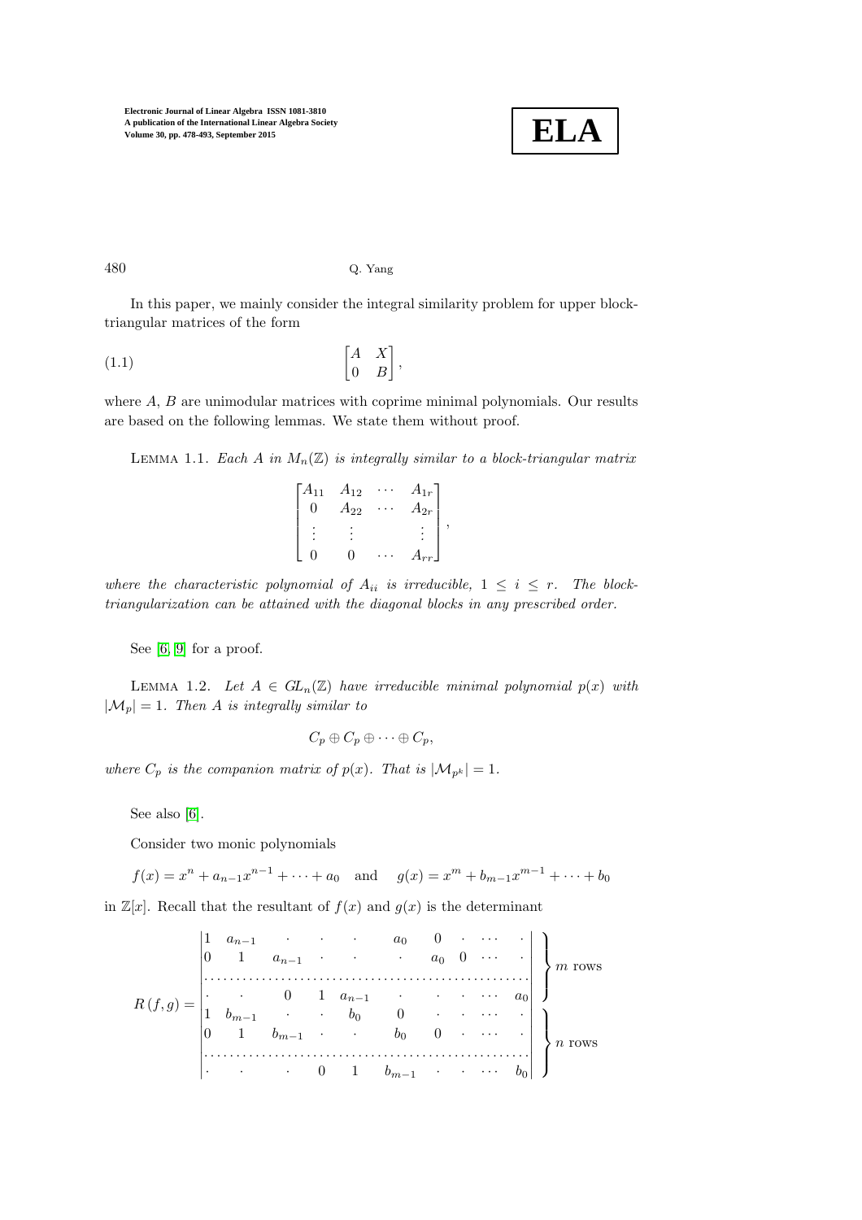In this paper, we mainly consider the integral similarity problem for upper block-triangular matrices of the form

$$\begin{bmatrix} A & X \\ 0 & B \end{bmatrix}, \tag{1.1}$$

where $A$, $B$ are unimodular matrices with coprime minimal polynomials. Our results are based on the following lemmas. We state them without proof.

LEMMA 1.1. *Each $A$ in $M_n(\mathbb{Z})$ is integrally similar to a block-triangular matrix*

$$\begin{bmatrix} A_{11} & A_{12} & \cdots & A_{1r} \\ 0 & A_{22} & \cdots & A_{2r} \\ \vdots & \vdots & & \vdots \\ 0 & 0 & \cdots & A_{rr} \end{bmatrix},$$

*where the characteristic polynomial of $A_{ii}$ is irreducible, $1 \leq i \leq r$. The block-triangularization can be attained with the diagonal blocks in any prescribed order.*

See [6, 9] for a proof.

LEMMA 1.2. *Let $A \in GL_n(\mathbb{Z})$ have irreducible minimal polynomial $p(x)$ with $|\mathcal{M}_p| = 1$. Then $A$ is integrally similar to*

$$C_p \oplus C_p \oplus \cdots \oplus C_p,$$

*where $C_p$ is the companion matrix of $p(x)$. That is $|\mathcal{M}_{p^k}| = 1$.*

See also [6].

Consider two monic polynomials

$$f(x) = x^n + a_{n-1}x^{n-1} + \cdots + a_0 \quad \text{and} \quad g(x) = x^m + b_{m-1}x^{m-1} + \cdots + b_0$$

in $\mathbb{Z}[x]$. Recall that the resultant of $f(x)$ and $g(x)$ is the determinant

$$R(f,g) = \left| \begin{array}{cccccccccc} 1 & a_{n-1} & \cdot & \cdot & \cdot & a_0 & 0 & \cdot & \cdots & \cdot \\ 0 & 1 & a_{n-1} & \cdot & \cdot & \cdot & a_0 & 0 & \cdots & \cdot \\ \multicolumn{10}{c}{\cdots\cdots\cdots\cdots\cdots\cdots\cdots\cdots\cdots\cdots} \\ \cdot & \cdot & 0 & 1 & a_{n-1} & \cdot & \cdot & \cdot & \cdots & a_0 \\ 1 & b_{m-1} & \cdot & \cdot & b_0 & 0 & \cdot & \cdot & \cdots & \cdot \\ 0 & 1 & b_{m-1} & \cdot & \cdot & b_0 & 0 & \cdot & \cdots & \cdot \\ \multicolumn{10}{c}{\cdots\cdots\cdots\cdots\cdots\cdots\cdots\cdots\cdots\cdots} \\ \cdot & \cdot & \cdot & 0 & 1 & b_{m-1} & \cdot & \cdot & \cdots & b_0 \end{array} \right| \begin{array}{l} \left.\vphantom{\begin{array}{c}1\\0\\\cdots\\\cdot\end{array}}\right\} m \text{ rows} \\ \left.\vphantom{\begin{array}{c}1\\0\\\cdots\\\cdot\end{array}}\right\} n \text{ rows} \end{array}$$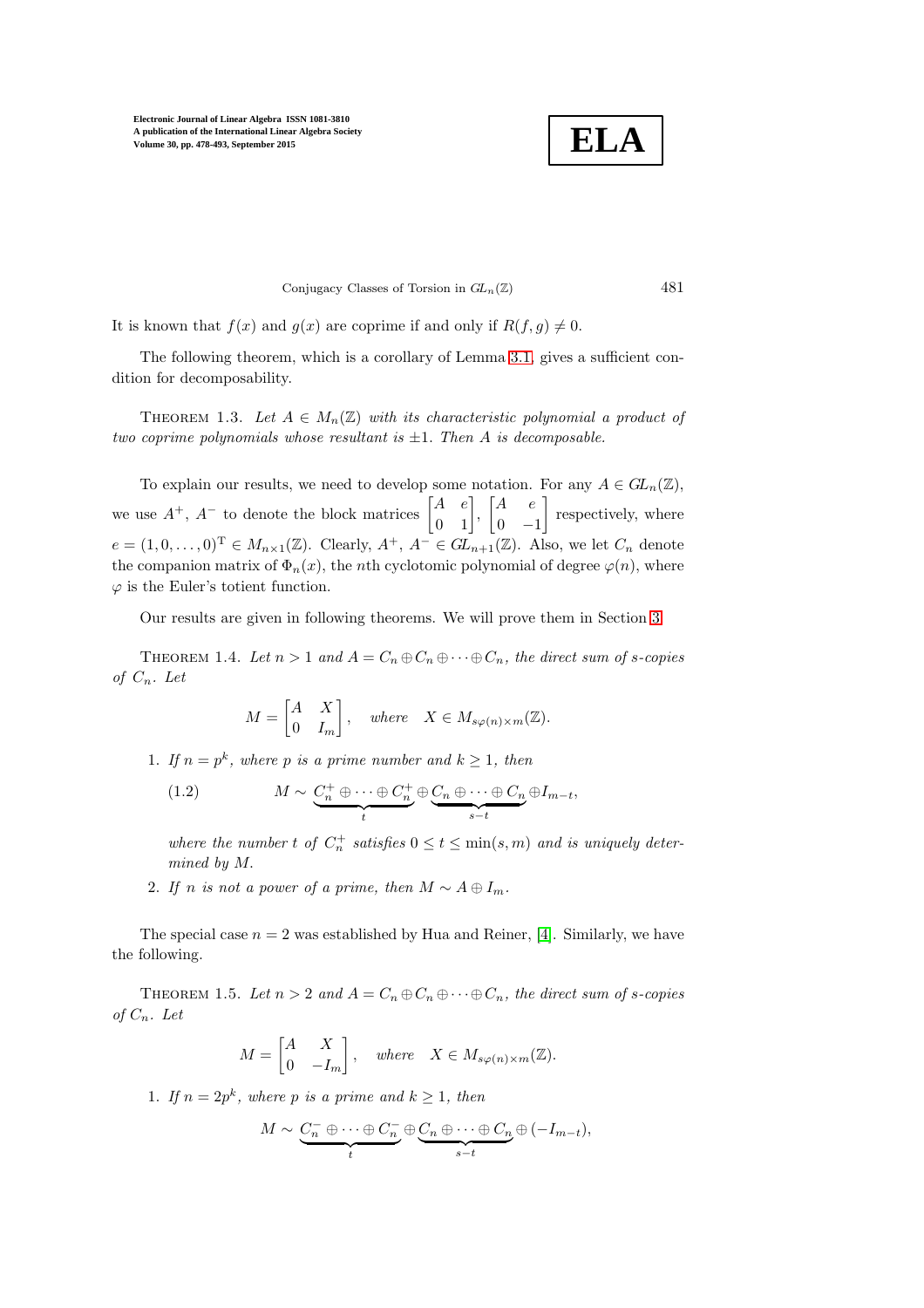It is known that $f(x)$ and $g(x)$ are coprime if and only if $R(f,g) \neq 0$.

The following theorem, which is a corollary of Lemma 3.1, gives a sufficient condition for decomposability.

THEOREM 1.3. *Let $A \in M_n(\mathbb{Z})$ with its characteristic polynomial a product of two coprime polynomials whose resultant is $\pm 1$. Then $A$ is decomposable.*

To explain our results, we need to develop some notation. For any $A \in GL_n(\mathbb{Z})$, we use $A^+$, $A^-$ to denote the block matrices $\begin{bmatrix} A & e \\ 0 & 1 \end{bmatrix}$, $\begin{bmatrix} A & e \\ 0 & -1 \end{bmatrix}$ respectively, where $e = (1, 0, \ldots, 0)^{\mathrm{T}} \in M_{n\times 1}(\mathbb{Z})$. Clearly, $A^+$, $A^- \in GL_{n+1}(\mathbb{Z})$. Also, we let $C_n$ denote the companion matrix of $\Phi_n(x)$, the $n$th cyclotomic polynomial of degree $\varphi(n)$, where $\varphi$ is the Euler's totient function.

Our results are given in following theorems. We will prove them in Section 3.

THEOREM 1.4. *Let $n > 1$ and $A = C_n \oplus C_n \oplus \cdots \oplus C_n$, the direct sum of $s$-copies of $C_n$. Let*

$$M = \begin{bmatrix} A & X \\ 0 & I_m \end{bmatrix}, \quad \textit{where} \quad X \in M_{s\varphi(n)\times m}(\mathbb{Z}).$$

1. *If $n = p^k$, where $p$ is a prime number and $k \geq 1$, then*

$$M \sim \underbrace{C_n^+ \oplus \cdots \oplus C_n^+}_{t} \oplus \underbrace{C_n \oplus \cdots \oplus C_n}_{s-t} \oplus I_{m-t}, \tag{1.2}$$

   *where the number $t$ of $C_n^+$ satisfies $0 \leq t \leq \min(s, m)$ and is uniquely determined by $M$.*

2. *If $n$ is not a power of a prime, then $M \sim A \oplus I_m$.*

The special case $n = 2$ was established by Hua and Reiner, [4]. Similarly, we have the following.

THEOREM 1.5. *Let $n > 2$ and $A = C_n \oplus C_n \oplus \cdots \oplus C_n$, the direct sum of $s$-copies of $C_n$. Let*

$$M = \begin{bmatrix} A & X \\ 0 & -I_m \end{bmatrix}, \quad \textit{where} \quad X \in M_{s\varphi(n)\times m}(\mathbb{Z}).$$

1. *If $n = 2p^k$, where $p$ is a prime and $k \geq 1$, then*

$$M \sim \underbrace{C_n^- \oplus \cdots \oplus C_n^-}_{t} \oplus \underbrace{C_n \oplus \cdots \oplus C_n}_{s-t} \oplus (-I_{m-t}),$$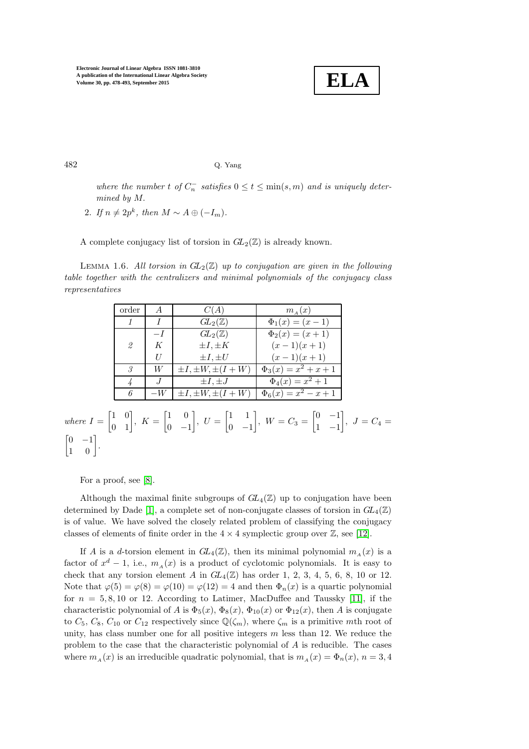*where the number $t$ of $C_n^-$ satisfies $0 \leq t \leq \min(s, m)$ and is uniquely determined by $M$.*

2. *If $n \neq 2p^k$, then $M \sim A \oplus (-I_m)$.*

A complete conjugacy list of torsion in $GL_2(\mathbb{Z})$ is already known.

Lemma 1.6. *All torsion in $GL_2(\mathbb{Z})$ up to conjugation are given in the following table together with the centralizers and minimal polynomials of the conjugacy class representatives*

| order | $A$ | $C(A)$ | $m_A(x)$ |
|---|---|---|---|
| *1* | $I$ | $GL_2(\mathbb{Z})$ | $\Phi_1(x) = (x-1)$ |
| | $-I$ | $GL_2(\mathbb{Z})$ | $\Phi_2(x) = (x+1)$ |
| *2* | $K$ | $\pm I, \pm K$ | $(x-1)(x+1)$ |
| | $U$ | $\pm I, \pm U$ | $(x-1)(x+1)$ |
| *3* | $W$ | $\pm I, \pm W, \pm(I+W)$ | $\Phi_3(x) = x^2+x+1$ |
| *4* | $J$ | $\pm I, \pm J$ | $\Phi_4(x) = x^2+1$ |
| *6* | $-W$ | $\pm I, \pm W, \pm(I+W)$ | $\Phi_6(x) = x^2-x+1$ |

*where* $I = \begin{bmatrix} 1 & 0 \\ 0 & 1 \end{bmatrix}$, $K = \begin{bmatrix} 1 & 0 \\ 0 & -1 \end{bmatrix}$, $U = \begin{bmatrix} 1 & 1 \\ 0 & -1 \end{bmatrix}$, $W = C_3 = \begin{bmatrix} 0 & -1 \\ 1 & -1 \end{bmatrix}$, $J = C_4 = \begin{bmatrix} 0 & -1 \\ 1 & 0 \end{bmatrix}$.

For a proof, see [8].

Although the maximal finite subgroups of $GL_4(\mathbb{Z})$ up to conjugation have been determined by Dade [1], a complete set of non-conjugate classes of torsion in $GL_4(\mathbb{Z})$ is of value. We have solved the closely related problem of classifying the conjugacy classes of elements of finite order in the $4 \times 4$ symplectic group over $\mathbb{Z}$, see [12].

If $A$ is a $d$-torsion element in $GL_4(\mathbb{Z})$, then its minimal polynomial $m_A(x)$ is a factor of $x^d - 1$, i.e., $m_A(x)$ is a product of cyclotomic polynomials. It is easy to check that any torsion element $A$ in $GL_4(\mathbb{Z})$ has order 1, 2, 3, 4, 5, 6, 8, 10 or 12. Note that $\varphi(5) = \varphi(8) = \varphi(10) = \varphi(12) = 4$ and then $\Phi_n(x)$ is a quartic polynomial for $n = 5, 8, 10$ or 12. According to Latimer, MacDuffee and Taussky [11], if the characteristic polynomial of $A$ is $\Phi_5(x)$, $\Phi_8(x)$, $\Phi_{10}(x)$ or $\Phi_{12}(x)$, then $A$ is conjugate to $C_5$, $C_8$, $C_{10}$ or $C_{12}$ respectively since $\mathbb{Q}(\zeta_m)$, where $\zeta_m$ is a primitive $m$th root of unity, has class number one for all positive integers $m$ less than 12. We reduce the problem to the case that the characteristic polynomial of $A$ is reducible. The cases where $m_A(x)$ is an irreducible quadratic polynomial, that is $m_A(x) = \Phi_n(x)$, $n = 3, 4$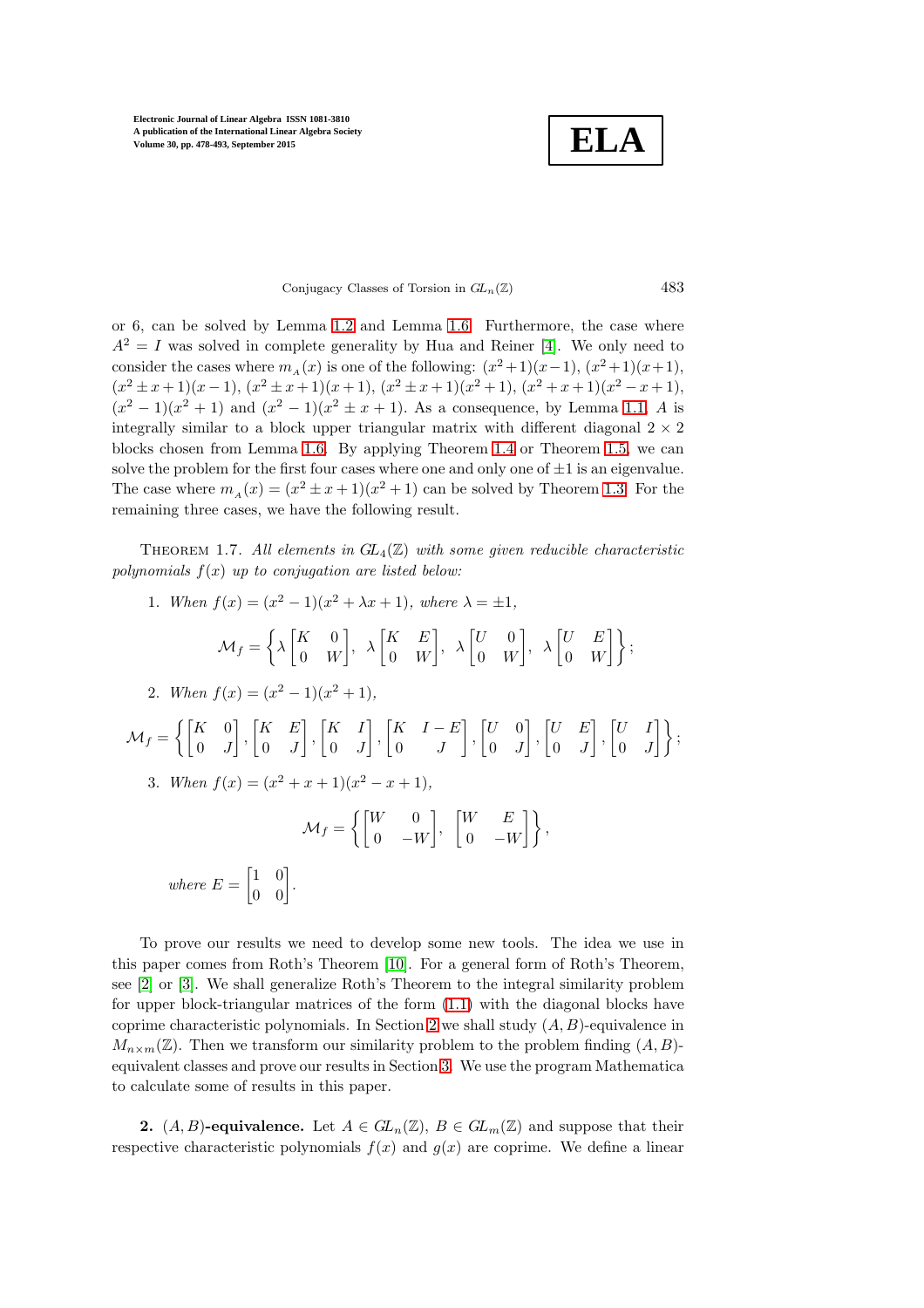or 6, can be solved by Lemma 1.2 and Lemma 1.6. Furthermore, the case where $A^2 = I$ was solved in complete generality by Hua and Reiner [4]. We only need to consider the cases where $m_A(x)$ is one of the following: $(x^2+1)(x-1)$, $(x^2+1)(x+1)$, $(x^2 \pm x+1)(x-1)$, $(x^2 \pm x+1)(x+1)$, $(x^2 \pm x+1)(x^2+1)$, $(x^2+x+1)(x^2-x+1)$, $(x^2-1)(x^2+1)$ and $(x^2-1)(x^2 \pm x+1)$. As a consequence, by Lemma 1.1, $A$ is integrally similar to a block upper triangular matrix with different diagonal $2 \times 2$ blocks chosen from Lemma 1.6. By applying Theorem 1.4 or Theorem 1.5, we can solve the problem for the first four cases where one and only one of $\pm 1$ is an eigenvalue. The case where $m_A(x) = (x^2 \pm x+1)(x^2+1)$ can be solved by Theorem 1.3. For the remaining three cases, we have the following result.

THEOREM 1.7. *All elements in $GL_4(\mathbb{Z})$ with some given reducible characteristic polynomials $f(x)$ up to conjugation are listed below:*

1. *When $f(x) = (x^2-1)(x^2+\lambda x+1)$, where $\lambda = \pm 1$,*

$$\mathcal{M}_f = \left\{ \lambda \begin{bmatrix} K & 0 \\ 0 & W \end{bmatrix},\ \lambda \begin{bmatrix} K & E \\ 0 & W \end{bmatrix},\ \lambda \begin{bmatrix} U & 0 \\ 0 & W \end{bmatrix},\ \lambda \begin{bmatrix} U & E \\ 0 & W \end{bmatrix} \right\};$$

2. *When $f(x) = (x^2-1)(x^2+1)$,*

$$\mathcal{M}_f = \left\{ \begin{bmatrix} K & 0 \\ 0 & J \end{bmatrix}, \begin{bmatrix} K & E \\ 0 & J \end{bmatrix}, \begin{bmatrix} K & I \\ 0 & J \end{bmatrix}, \begin{bmatrix} K & I-E \\ 0 & J \end{bmatrix}, \begin{bmatrix} U & 0 \\ 0 & J \end{bmatrix}, \begin{bmatrix} U & E \\ 0 & J \end{bmatrix}, \begin{bmatrix} U & I \\ 0 & J \end{bmatrix} \right\};$$

3. *When $f(x) = (x^2+x+1)(x^2-x+1)$,*

$$\mathcal{M}_f = \left\{ \begin{bmatrix} W & 0 \\ 0 & -W \end{bmatrix},\ \begin{bmatrix} W & E \\ 0 & -W \end{bmatrix} \right\},$$

*where* $E = \begin{bmatrix} 1 & 0 \\ 0 & 0 \end{bmatrix}$.

To prove our results we need to develop some new tools. The idea we use in this paper comes from Roth's Theorem [10]. For a general form of Roth's Theorem, see [2] or [3]. We shall generalize Roth's Theorem to the integral similarity problem for upper block-triangular matrices of the form (1.1) with the diagonal blocks have coprime characteristic polynomials. In Section 2 we shall study $(A, B)$-equivalence in $M_{n\times m}(\mathbb{Z})$. Then we transform our similarity problem to the problem finding $(A, B)$-equivalent classes and prove our results in Section 3. We use the program Mathematica to calculate some of results in this paper.

**2. $(A, B)$-equivalence.** Let $A \in GL_n(\mathbb{Z})$, $B \in GL_m(\mathbb{Z})$ and suppose that their respective characteristic polynomials $f(x)$ and $g(x)$ are coprime. We define a linear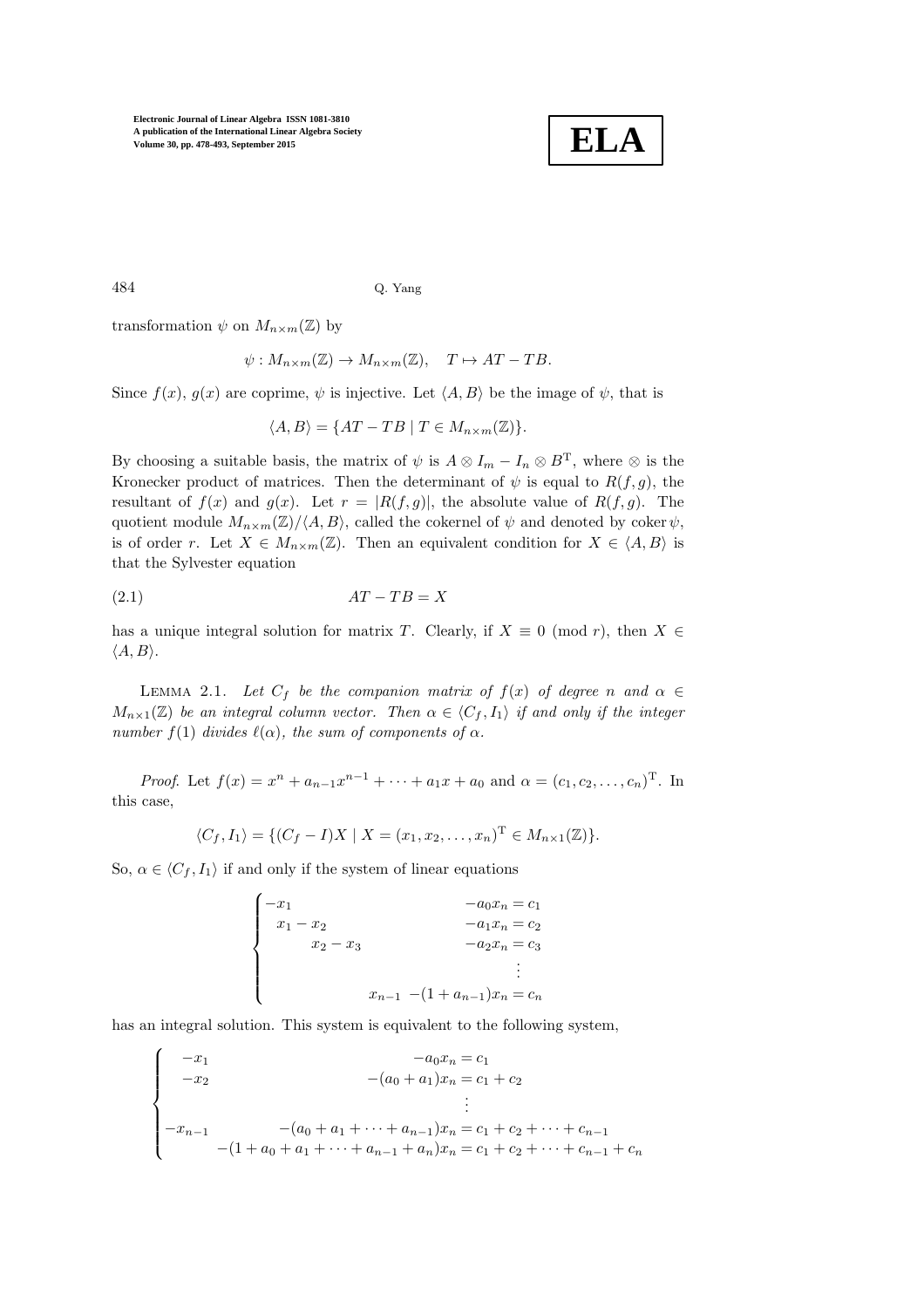transformation $\psi$ on $M_{n\times m}(\mathbb{Z})$ by

$$\psi : M_{n\times m}(\mathbb{Z}) \to M_{n\times m}(\mathbb{Z}), \quad T \mapsto AT - TB.$$

Since $f(x)$, $g(x)$ are coprime, $\psi$ is injective. Let $\langle A, B\rangle$ be the image of $\psi$, that is

$$\langle A, B\rangle = \{AT - TB \mid T \in M_{n\times m}(\mathbb{Z})\}.$$

By choosing a suitable basis, the matrix of $\psi$ is $A \otimes I_m - I_n \otimes B^{\mathrm{T}}$, where $\otimes$ is the Kronecker product of matrices. Then the determinant of $\psi$ is equal to $R(f, g)$, the resultant of $f(x)$ and $g(x)$. Let $r = |R(f, g)|$, the absolute value of $R(f, g)$. The quotient module $M_{n\times m}(\mathbb{Z})/\langle A, B\rangle$, called the cokernel of $\psi$ and denoted by $\operatorname{coker}\psi$, is of order $r$. Let $X \in M_{n\times m}(\mathbb{Z})$. Then an equivalent condition for $X \in \langle A, B\rangle$ is that the Sylvester equation

$$AT - TB = X \tag{2.1}$$

has a unique integral solution for matrix $T$. Clearly, if $X \equiv 0 \pmod r$, then $X \in \langle A, B\rangle$.

Lemma 2.1. *Let $C_f$ be the companion matrix of $f(x)$ of degree $n$ and $\alpha \in M_{n\times 1}(\mathbb{Z})$ be an integral column vector. Then $\alpha \in \langle C_f, I_1\rangle$ if and only if the integer number $f(1)$ divides $\ell(\alpha)$, the sum of components of $\alpha$.*

*Proof.* Let $f(x) = x^n + a_{n-1}x^{n-1} + \cdots + a_1x + a_0$ and $\alpha = (c_1, c_2, \ldots, c_n)^{\mathrm{T}}$. In this case,

$$\langle C_f, I_1\rangle = \{(C_f - I)X \mid X = (x_1, x_2, \ldots, x_n)^{\mathrm{T}} \in M_{n\times 1}(\mathbb{Z})\}.$$

So, $\alpha \in \langle C_f, I_1\rangle$ if and only if the system of linear equations

$$\begin{cases} -x_1 & -a_0x_n = c_1 \\ x_1 - x_2 & -a_1x_n = c_2 \\ \quad x_2 - x_3 & -a_2x_n = c_3 \\ & \vdots \\ \quad\quad x_{n-1} & -(1 + a_{n-1})x_n = c_n \end{cases}$$

has an integral solution. This system is equivalent to the following system,

$$\begin{cases} -x_1 & -a_0x_n = c_1 \\ -x_2 & -(a_0 + a_1)x_n = c_1 + c_2 \\ & \vdots \\ -x_{n-1} & -(a_0 + a_1 + \cdots + a_{n-1})x_n = c_1 + c_2 + \cdots + c_{n-1} \\ & -(1 + a_0 + a_1 + \cdots + a_{n-1} + a_n)x_n = c_1 + c_2 + \cdots + c_{n-1} + c_n \end{cases}$$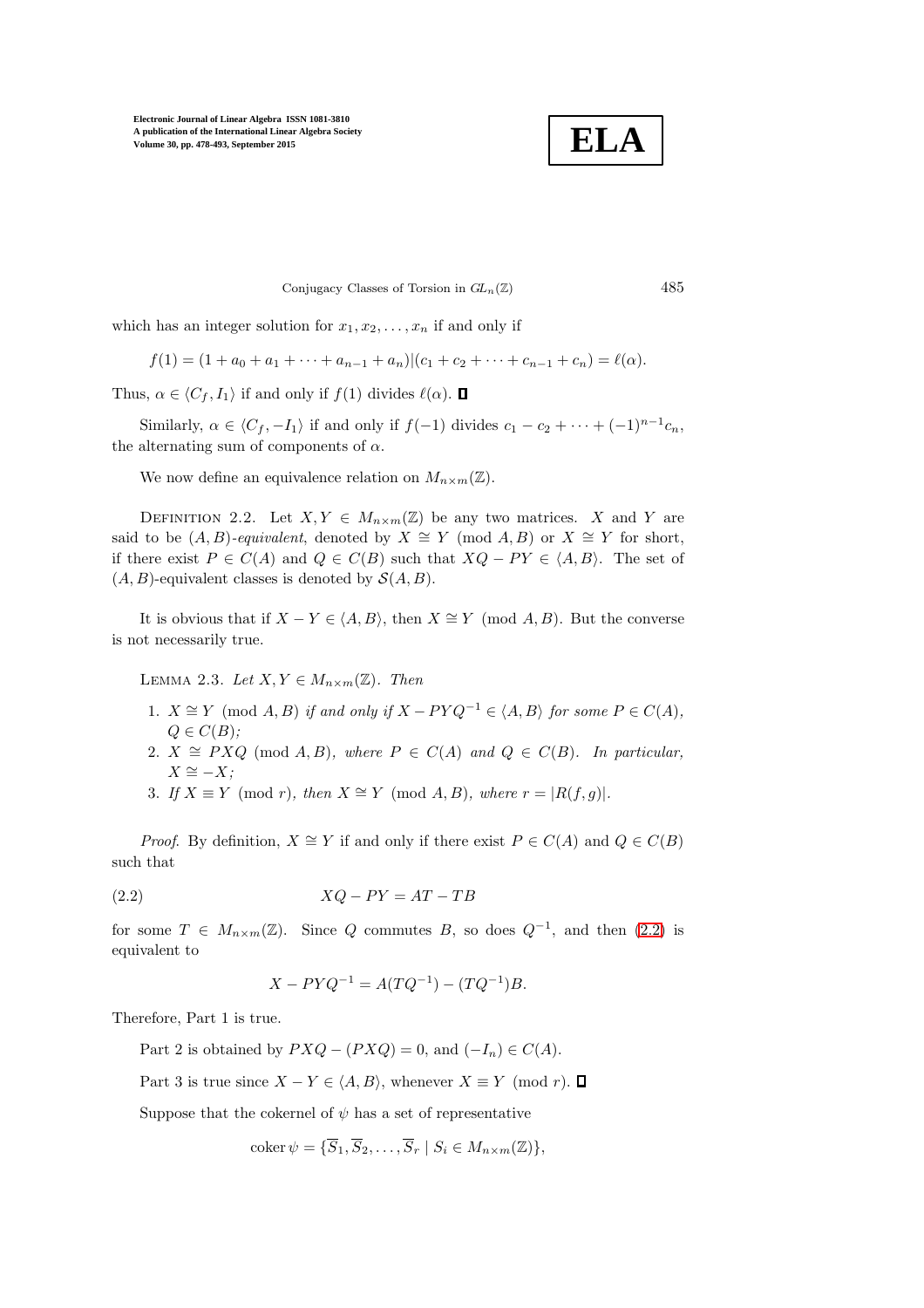which has an integer solution for $x_1, x_2, \ldots, x_n$ if and only if

$$f(1) = (1 + a_0 + a_1 + \cdots + a_{n-1} + a_n) | (c_1 + c_2 + \cdots + c_{n-1} + c_n) = \ell(\alpha).$$

Thus, $\alpha \in \langle C_f, I_1 \rangle$ if and only if $f(1)$ divides $\ell(\alpha)$. ∎

Similarly, $\alpha \in \langle C_f, -I_1 \rangle$ if and only if $f(-1)$ divides $c_1 - c_2 + \cdots + (-1)^{n-1} c_n$, the alternating sum of components of $\alpha$.

We now define an equivalence relation on $M_{n\times m}(\mathbb{Z})$.

Definition 2.2. Let $X, Y \in M_{n\times m}(\mathbb{Z})$ be any two matrices. $X$ and $Y$ are said to be *$(A, B)$-equivalent*, denoted by $X \cong Y \pmod{A, B}$ or $X \cong Y$ for short, if there exist $P \in C(A)$ and $Q \in C(B)$ such that $XQ - PY \in \langle A, B \rangle$. The set of $(A, B)$-equivalent classes is denoted by $\mathcal{S}(A, B)$.

It is obvious that if $X - Y \in \langle A, B \rangle$, then $X \cong Y \pmod{A, B}$. But the converse is not necessarily true.

Lemma 2.3. *Let $X, Y \in M_{n\times m}(\mathbb{Z})$. Then*

1. *$X \cong Y \pmod{A, B}$ if and only if $X - PYQ^{-1} \in \langle A, B \rangle$ for some $P \in C(A)$, $Q \in C(B)$;*
2. *$X \cong PXQ \pmod{A, B}$, where $P \in C(A)$ and $Q \in C(B)$. In particular, $X \cong -X$;*
3. *If $X \equiv Y \pmod{r}$, then $X \cong Y \pmod{A, B}$, where $r = |R(f, g)|$.*

*Proof*. By definition, $X \cong Y$ if and only if there exist $P \in C(A)$ and $Q \in C(B)$ such that

$$XQ - PY = AT - TB \tag{2.2}$$

for some $T \in M_{n\times m}(\mathbb{Z})$. Since $Q$ commutes $B$, so does $Q^{-1}$, and then (2.2) is equivalent to

$$X - PYQ^{-1} = A(TQ^{-1}) - (TQ^{-1})B.$$

Therefore, Part 1 is true.

Part 2 is obtained by $PXQ - (PXQ) = 0$, and $(-I_n) \in C(A)$.

Part 3 is true since $X - Y \in \langle A, B \rangle$, whenever $X \equiv Y \pmod{r}$. ∎

Suppose that the cokernel of $\psi$ has a set of representative

$$\operatorname{coker} \psi = \{\overline{S}_1, \overline{S}_2, \ldots, \overline{S}_r \mid S_i \in M_{n\times m}(\mathbb{Z})\},$$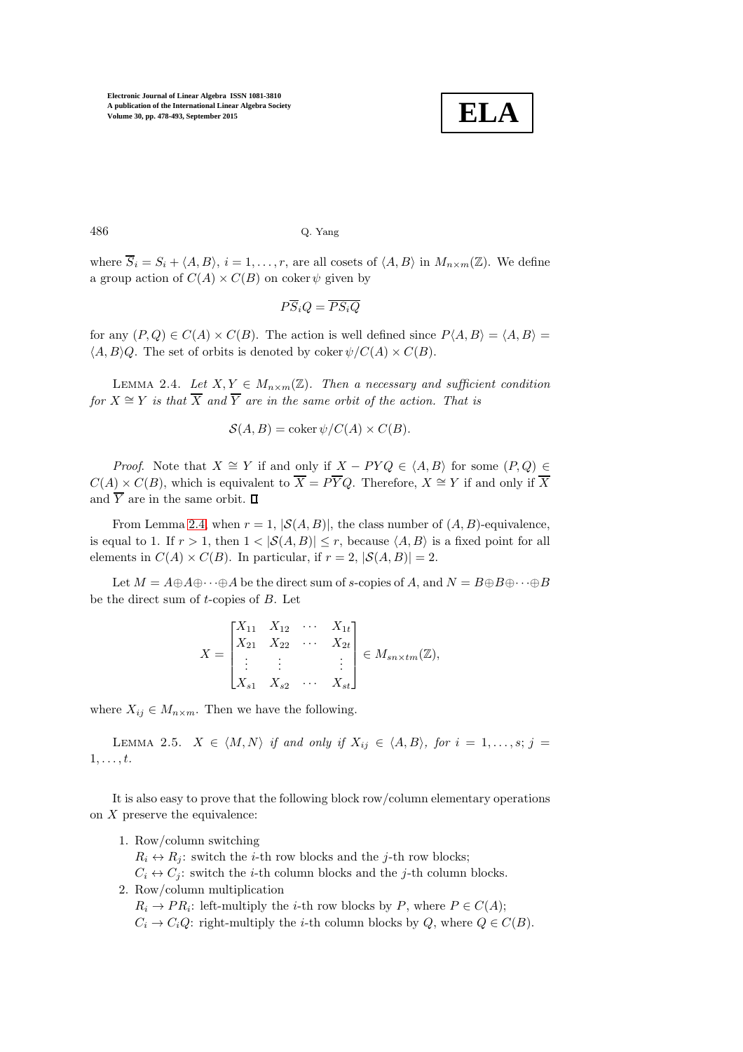where $\overline{S}_i = S_i + \langle A, B\rangle$, $i = 1, \ldots, r$, are all cosets of $\langle A, B\rangle$ in $M_{n\times m}(\mathbb{Z})$. We define a group action of $C(A) \times C(B)$ on $\operatorname{coker}\psi$ given by

$$P\overline{S}_i Q = \overline{PS_iQ}$$

for any $(P, Q) \in C(A) \times C(B)$. The action is well defined since $P\langle A, B\rangle = \langle A, B\rangle = \langle A, B\rangle Q$. The set of orbits is denoted by $\operatorname{coker}\psi/C(A) \times C(B)$.

LEMMA 2.4. *Let $X, Y \in M_{n\times m}(\mathbb{Z})$. Then a necessary and sufficient condition for $X \cong Y$ is that $\overline{X}$ and $\overline{Y}$ are in the same orbit of the action. That is*

$$\mathcal{S}(A, B) = \operatorname{coker}\psi/C(A) \times C(B).$$

*Proof.* Note that $X \cong Y$ if and only if $X - PYQ \in \langle A, B\rangle$ for some $(P, Q) \in C(A) \times C(B)$, which is equivalent to $\overline{X} = P\overline{Y}Q$. Therefore, $X \cong Y$ if and only if $\overline{X}$ and $\overline{Y}$ are in the same orbit. ∎

From Lemma 2.4, when $r = 1$, $|\mathcal{S}(A, B)|$, the class number of $(A, B)$-equivalence, is equal to 1. If $r > 1$, then $1 < |\mathcal{S}(A, B)| \leq r$, because $\langle A, B\rangle$ is a fixed point for all elements in $C(A) \times C(B)$. In particular, if $r = 2$, $|\mathcal{S}(A, B)| = 2$.

Let $M = A\oplus A\oplus \cdots \oplus A$ be the direct sum of $s$-copies of $A$, and $N = B\oplus B\oplus \cdots \oplus B$ be the direct sum of $t$-copies of $B$. Let

$$X = \begin{bmatrix} X_{11} & X_{12} & \cdots & X_{1t} \\ X_{21} & X_{22} & \cdots & X_{2t} \\ \vdots & \vdots & & \vdots \\ X_{s1} & X_{s2} & \cdots & X_{st} \end{bmatrix} \in M_{sn\times tm}(\mathbb{Z}),$$

where $X_{ij} \in M_{n\times m}$. Then we have the following.

LEMMA 2.5. *$X \in \langle M, N\rangle$ if and only if $X_{ij} \in \langle A, B\rangle$, for $i = 1, \ldots, s$; $j = 1, \ldots, t$.*

It is also easy to prove that the following block row/column elementary operations on $X$ preserve the equivalence:

1. Row/column switching
   $R_i \leftrightarrow R_j$: switch the $i$-th row blocks and the $j$-th row blocks;
   $C_i \leftrightarrow C_j$: switch the $i$-th column blocks and the $j$-th column blocks.
2. Row/column multiplication
   $R_i \to PR_i$: left-multiply the $i$-th row blocks by $P$, where $P \in C(A)$;
   $C_i \to C_iQ$: right-multiply the $i$-th column blocks by $Q$, where $Q \in C(B)$.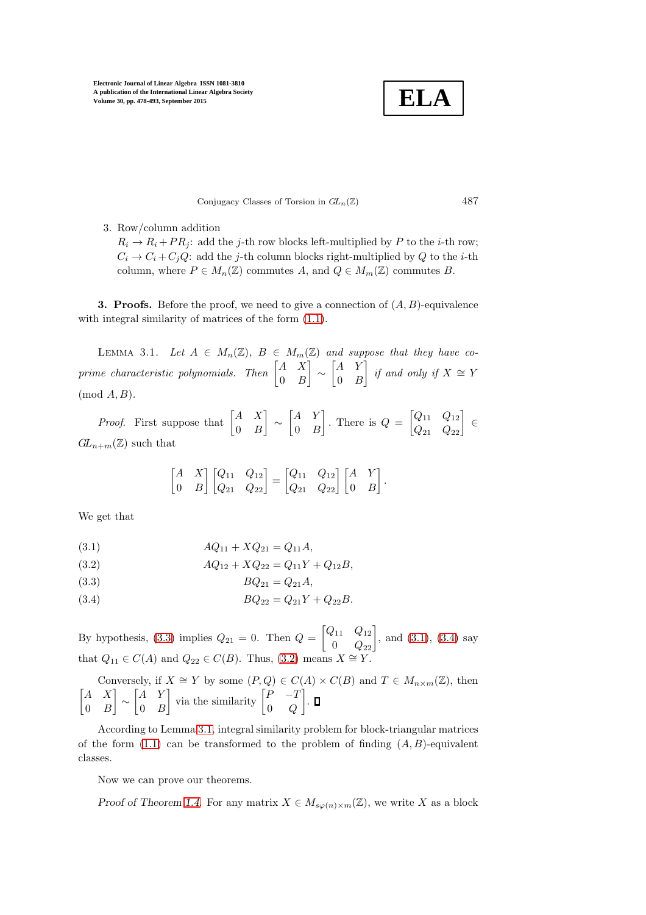3. Row/column addition  
   $R_i \to R_i + PR_j$: add the $j$-th row blocks left-multiplied by $P$ to the $i$-th row;  
   $C_i \to C_i + C_jQ$: add the $j$-th column blocks right-multiplied by $Q$ to the $i$-th column, where $P \in M_n(\mathbb{Z})$ commutes $A$, and $Q \in M_m(\mathbb{Z})$ commutes $B$.

**3. Proofs.** Before the proof, we need to give a connection of $(A, B)$-equivalence with integral similarity of matrices of the form (1.1).

Lemma 3.1. *Let $A \in M_n(\mathbb{Z})$, $B \in M_m(\mathbb{Z})$ and suppose that they have co-prime characteristic polynomials. Then $\begin{bmatrix} A & X \\ 0 & B \end{bmatrix} \sim \begin{bmatrix} A & Y \\ 0 & B \end{bmatrix}$ if and only if $X \cong Y$* (mod $A, B$).

*Proof.* First suppose that $\begin{bmatrix} A & X \\ 0 & B \end{bmatrix} \sim \begin{bmatrix} A & Y \\ 0 & B \end{bmatrix}$. There is $Q = \begin{bmatrix} Q_{11} & Q_{12} \\ Q_{21} & Q_{22} \end{bmatrix} \in GL_{n+m}(\mathbb{Z})$ such that

$$\begin{bmatrix} A & X \\ 0 & B \end{bmatrix} \begin{bmatrix} Q_{11} & Q_{12} \\ Q_{21} & Q_{22} \end{bmatrix} = \begin{bmatrix} Q_{11} & Q_{12} \\ Q_{21} & Q_{22} \end{bmatrix} \begin{bmatrix} A & Y \\ 0 & B \end{bmatrix}.$$

We get that

$$AQ_{11} + XQ_{21} = Q_{11}A, \tag{3.1}$$

$$AQ_{12} + XQ_{22} = Q_{11}Y + Q_{12}B, \tag{3.2}$$

$$BQ_{21} = Q_{21}A, \tag{3.3}$$

$$BQ_{22} = Q_{21}Y + Q_{22}B. \tag{3.4}$$

By hypothesis, (3.3) implies $Q_{21} = 0$. Then $Q = \begin{bmatrix} Q_{11} & Q_{12} \\ 0 & Q_{22} \end{bmatrix}$, and (3.1), (3.4) say that $Q_{11} \in C(A)$ and $Q_{22} \in C(B)$. Thus, (3.2) means $X \cong Y$.

Conversely, if $X \cong Y$ by some $(P, Q) \in C(A) \times C(B)$ and $T \in M_{n \times m}(\mathbb{Z})$, then $\begin{bmatrix} A & X \\ 0 & B \end{bmatrix} \sim \begin{bmatrix} A & Y \\ 0 & B \end{bmatrix}$ via the similarity $\begin{bmatrix} P & -T \\ 0 & Q \end{bmatrix}$. ∎

According to Lemma 3.1, integral similarity problem for block-triangular matrices of the form (1.1) can be transformed to the problem of finding $(A, B)$-equivalent classes.

Now we can prove our theorems.

*Proof of Theorem 1.4.* For any matrix $X \in M_{s\varphi(n) \times m}(\mathbb{Z})$, we write $X$ as a block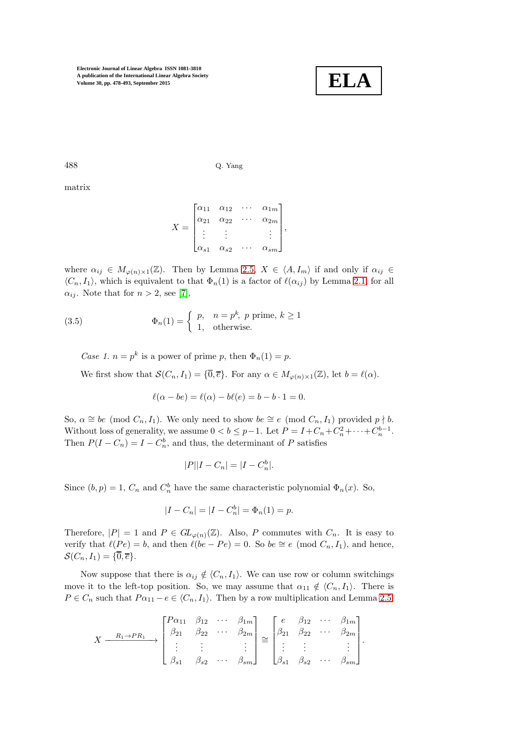matrix

$$X = \begin{bmatrix} \alpha_{11} & \alpha_{12} & \cdots & \alpha_{1m} \\ \alpha_{21} & \alpha_{22} & \cdots & \alpha_{2m} \\ \vdots & \vdots & & \vdots \\ \alpha_{s1} & \alpha_{s2} & \cdots & \alpha_{sm} \end{bmatrix},$$

where $\alpha_{ij} \in M_{\varphi(n)\times 1}(\mathbb{Z})$. Then by Lemma 2.5, $X \in \langle A, I_m\rangle$ if and only if $\alpha_{ij} \in \langle C_n, I_1\rangle$, which is equivalent to that $\Phi_n(1)$ is a factor of $\ell(\alpha_{ij})$ by Lemma 2.1, for all $\alpha_{ij}$. Note that for $n > 2$, see [7],

$$\Phi_n(1) = \begin{cases} p, & n = p^k,\ p \text{ prime},\ k \geq 1 \\ 1, & \text{otherwise.} \end{cases} \tag{3.5}$$

*Case 1.* $n = p^k$ is a power of prime $p$, then $\Phi_n(1) = p$.

We first show that $\mathcal{S}(C_n, I_1) = \{\overline{0}, \overline{e}\}$. For any $\alpha \in M_{\varphi(n)\times 1}(\mathbb{Z})$, let $b = \ell(\alpha)$.

$$\ell(\alpha - be) = \ell(\alpha) - b\ell(e) = b - b\cdot 1 = 0.$$

So, $\alpha \cong be \pmod{C_n, I_1}$. We only need to show $be \cong e \pmod{C_n, I_1}$ provided $p \nmid b$. Without loss of generality, we assume $0 < b \leq p-1$. Let $P = I + C_n + C_n^2 + \cdots + C_n^{b-1}$. Then $P(I - C_n) = I - C_n^b$, and thus, the determinant of $P$ satisfies

$$|P||I - C_n| = |I - C_n^b|.$$

Since $(b,p) = 1$, $C_n$ and $C_n^b$ have the same characteristic polynomial $\Phi_n(x)$. So,

$$|I - C_n| = |I - C_n^b| = \Phi_n(1) = p.$$

Therefore, $|P| = 1$ and $P \in GL_{\varphi(n)}(\mathbb{Z})$. Also, $P$ commutes with $C_n$. It is easy to verify that $\ell(Pe) = b$, and then $\ell(be - Pe) = 0$. So $be \cong e \pmod{C_n, I_1}$, and hence, $\mathcal{S}(C_n, I_1) = \{\overline{0}, \overline{e}\}$.

Now suppose that there is $\alpha_{ij} \notin \langle C_n, I_1\rangle$. We can use row or column switchings move it to the left-top position. So, we may assume that $\alpha_{11} \notin \langle C_n, I_1\rangle$. There is $P \in C_n$ such that $P\alpha_{11} - e \in \langle C_n, I_1\rangle$. Then by a row multiplication and Lemma 2.5,

$$X \xrightarrow{R_1 \to PR_1} \begin{bmatrix} P\alpha_{11} & \beta_{12} & \cdots & \beta_{1m} \\ \beta_{21} & \beta_{22} & \cdots & \beta_{2m} \\ \vdots & \vdots & & \vdots \\ \beta_{s1} & \beta_{s2} & \cdots & \beta_{sm} \end{bmatrix} \cong \begin{bmatrix} e & \beta_{12} & \cdots & \beta_{1m} \\ \beta_{21} & \beta_{22} & \cdots & \beta_{2m} \\ \vdots & \vdots & & \vdots \\ \beta_{s1} & \beta_{s2} & \cdots & \beta_{sm} \end{bmatrix}.$$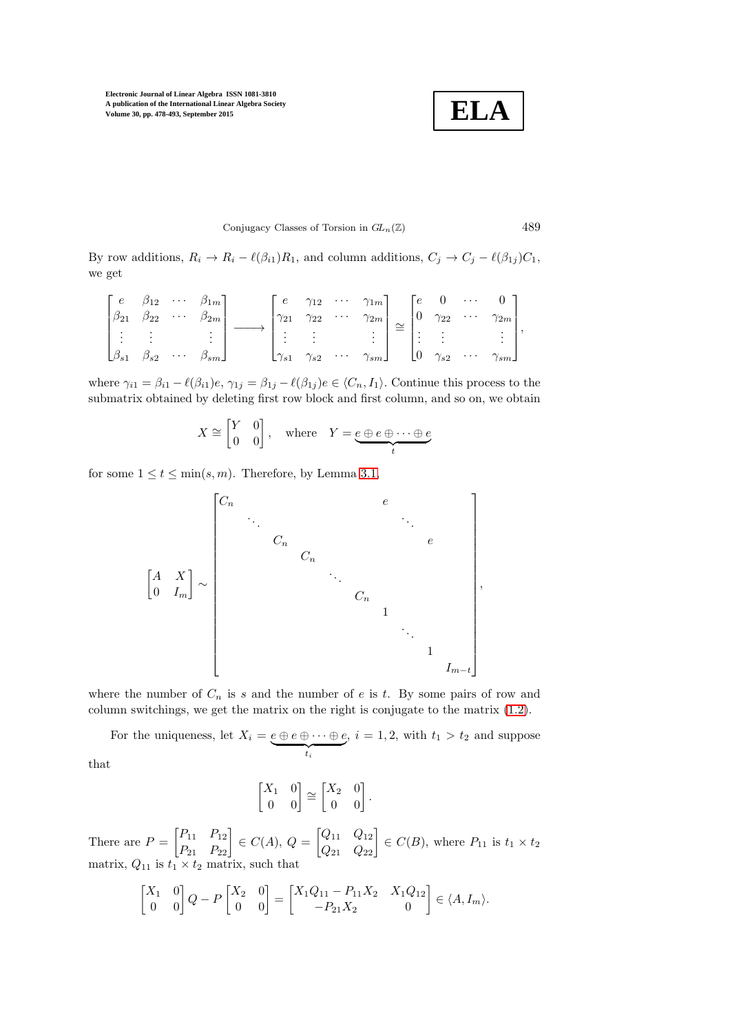By row additions, $R_i \to R_i - \ell(\beta_{i1})R_1$, and column additions, $C_j \to C_j - \ell(\beta_{1j})C_1$, we get

$$
\begin{bmatrix} e & \beta_{12} & \cdots & \beta_{1m} \\ \beta_{21} & \beta_{22} & \cdots & \beta_{2m} \\ \vdots & \vdots & & \vdots \\ \beta_{s1} & \beta_{s2} & \cdots & \beta_{sm} \end{bmatrix} \longrightarrow \begin{bmatrix} e & \gamma_{12} & \cdots & \gamma_{1m} \\ \gamma_{21} & \gamma_{22} & \cdots & \gamma_{2m} \\ \vdots & \vdots & & \vdots \\ \gamma_{s1} & \gamma_{s2} & \cdots & \gamma_{sm} \end{bmatrix} \cong \begin{bmatrix} e & 0 & \cdots & 0 \\ 0 & \gamma_{22} & \cdots & \gamma_{2m} \\ \vdots & \vdots & & \vdots \\ 0 & \gamma_{s2} & \cdots & \gamma_{sm} \end{bmatrix},
$$

where $\gamma_{i1} = \beta_{i1} - \ell(\beta_{i1})e$, $\gamma_{1j} = \beta_{1j} - \ell(\beta_{1j})e \in \langle C_n, I_1 \rangle$. Continue this process to the submatrix obtained by deleting first row block and first column, and so on, we obtain

$$
X \cong \begin{bmatrix} Y & 0 \\ 0 & 0 \end{bmatrix}, \quad \text{where} \quad Y = \underbrace{e \oplus e \oplus \cdots \oplus e}_{t}
$$

for some $1 \le t \le \min(s, m)$. Therefore, by Lemma 3.1,

$$
\begin{bmatrix} A & X \\ 0 & I_m \end{bmatrix} \sim \begin{bmatrix}
C_n & & & & & & e & & & \\
& \ddots & & & & & & \ddots & & \\
& & C_n & & & & & & e & \\
& & & C_n & & & & & & \\
& & & & \ddots & & & & & \\
& & & & & C_n & & & & \\
& & & & & & 1 & & & \\
& & & & & & & \ddots & & \\
& & & & & & & & 1 & \\
& & & & & & & & & I_{m-t}
\end{bmatrix},
$$

where the number of $C_n$ is $s$ and the number of $e$ is $t$. By some pairs of row and column switchings, we get the matrix on the right is conjugate to the matrix (1.2).

For the uniqueness, let $X_i = \underbrace{e \oplus e \oplus \cdots \oplus e}_{t_i}$, $i = 1, 2$, with $t_1 > t_2$ and suppose that

$$
\begin{bmatrix} X_1 & 0 \\ 0 & 0 \end{bmatrix} \cong \begin{bmatrix} X_2 & 0 \\ 0 & 0 \end{bmatrix}.
$$

There are $P = \begin{bmatrix} P_{11} & P_{12} \\ P_{21} & P_{22} \end{bmatrix} \in C(A)$, $Q = \begin{bmatrix} Q_{11} & Q_{12} \\ Q_{21} & Q_{22} \end{bmatrix} \in C(B)$, where $P_{11}$ is $t_1 \times t_2$ matrix, $Q_{11}$ is $t_1 \times t_2$ matrix, such that

$$
\begin{bmatrix} X_1 & 0 \\ 0 & 0 \end{bmatrix} Q - P \begin{bmatrix} X_2 & 0 \\ 0 & 0 \end{bmatrix} = \begin{bmatrix} X_1 Q_{11} - P_{11} X_2 & X_1 Q_{12} \\ -P_{21} X_2 & 0 \end{bmatrix} \in \langle A, I_m \rangle.
$$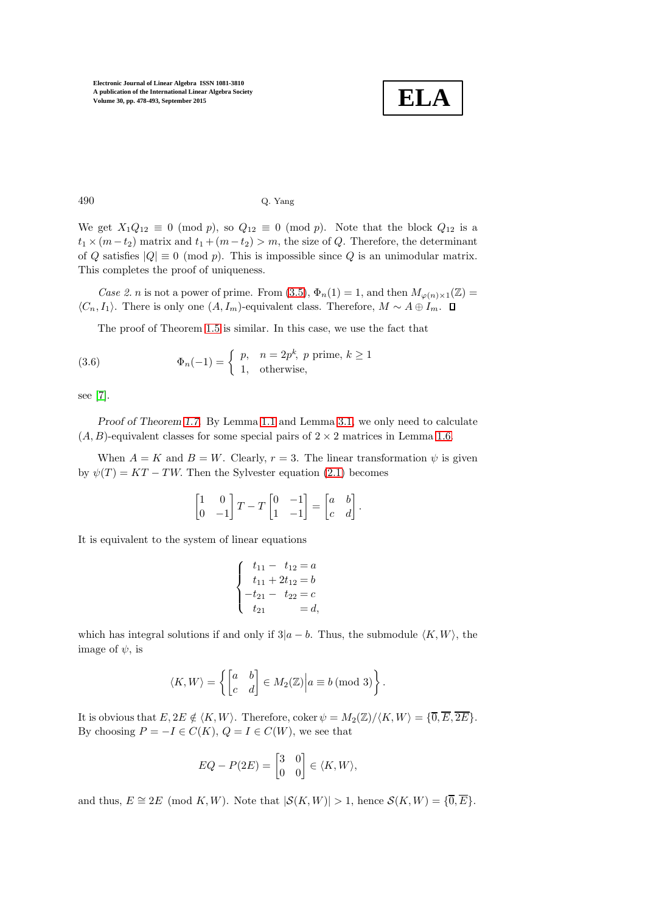We get $X_1 Q_{12} \equiv 0 \pmod p$, so $Q_{12} \equiv 0 \pmod p$. Note that the block $Q_{12}$ is a $t_1 \times (m - t_2)$ matrix and $t_1 + (m - t_2) > m$, the size of $Q$. Therefore, the determinant of $Q$ satisfies $|Q| \equiv 0 \pmod p$. This is impossible since $Q$ is an unimodular matrix. This completes the proof of uniqueness.

*Case 2.* $n$ is not a power of prime. From (3.5), $\Phi_n(1) = 1$, and then $M_{\varphi(n)\times 1}(\mathbb{Z}) = \langle C_n, I_1 \rangle$. There is only one $(A, I_m)$-equivalent class. Therefore, $M \sim A \oplus I_m$. $\square$

The proof of Theorem 1.5 is similar. In this case, we use the fact that

$$
\Phi_n(-1) = \begin{cases} p, & n = 2p^k,\ p \text{ prime},\ k \geq 1 \\ 1, & \text{otherwise}, \end{cases} \tag{3.6}
$$

see [7].

*Proof of Theorem 1.7.* By Lemma 1.1 and Lemma 3.1, we only need to calculate $(A, B)$-equivalent classes for some special pairs of $2 \times 2$ matrices in Lemma 1.6.

When $A = K$ and $B = W$. Clearly, $r = 3$. The linear transformation $\psi$ is given by $\psi(T) = KT - TW$. Then the Sylvester equation (2.1) becomes

$$
\begin{bmatrix} 1 & 0 \\ 0 & -1 \end{bmatrix} T - T \begin{bmatrix} 0 & -1 \\ 1 & -1 \end{bmatrix} = \begin{bmatrix} a & b \\ c & d \end{bmatrix}.
$$

It is equivalent to the system of linear equations

$$
\begin{cases} t_{11} - t_{12} = a \\ t_{11} + 2t_{12} = b \\ -t_{21} - t_{22} = c \\ t_{21} = d, \end{cases}
$$

which has integral solutions if and only if $3 | a - b$. Thus, the submodule $\langle K, W \rangle$, the image of $\psi$, is

$$
\langle K, W \rangle = \left\{ \begin{bmatrix} a & b \\ c & d \end{bmatrix} \in M_2(\mathbb{Z}) \middle| a \equiv b \pmod 3 \right\}.
$$

It is obvious that $E, 2E \notin \langle K, W \rangle$. Therefore, $\operatorname{coker} \psi = M_2(\mathbb{Z})/\langle K, W \rangle = \{\overline{0}, \overline{E}, \overline{2E}\}$. By choosing $P = -I \in C(K)$, $Q = I \in C(W)$, we see that

$$
EQ - P(2E) = \begin{bmatrix} 3 & 0 \\ 0 & 0 \end{bmatrix} \in \langle K, W \rangle,
$$

and thus, $E \cong 2E \pmod{K, W}$. Note that $|\mathcal{S}(K, W)| > 1$, hence $\mathcal{S}(K, W) = \{\overline{0}, \overline{E}\}$.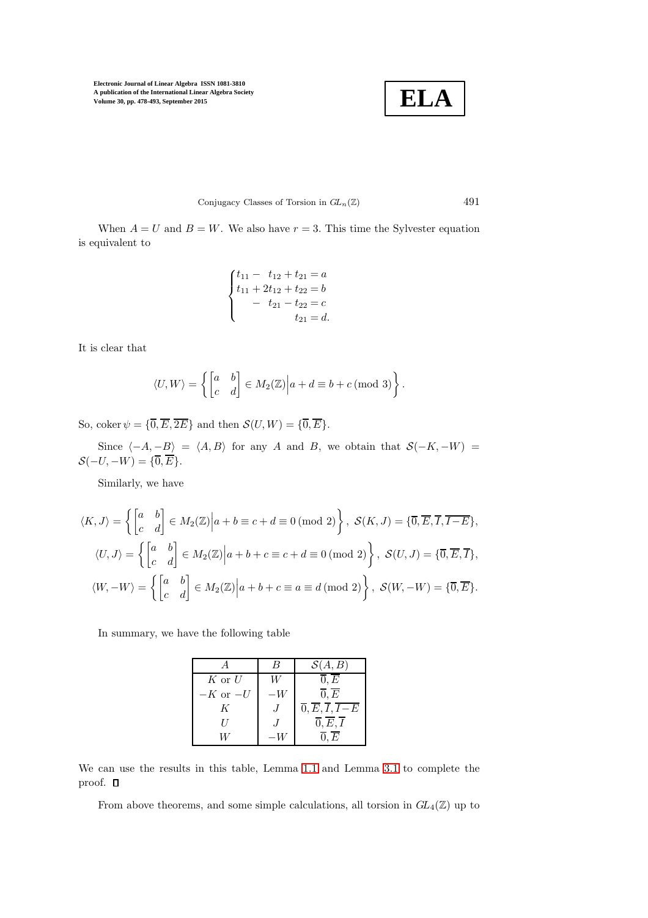When $A = U$ and $B = W$. We also have $r = 3$. This time the Sylvester equation is equivalent to

$$\begin{cases} t_{11} - \ \ t_{12} + t_{21} = a \\ t_{11} + 2t_{12} + t_{22} = b \\ \qquad - \ \ t_{21} - t_{22} = c \\ \qquad\qquad\quad t_{21} = d. \end{cases}$$

It is clear that

$$\langle U, W\rangle = \left\{ \begin{bmatrix} a & b \\ c & d \end{bmatrix} \in M_2(\mathbb{Z}) \middle| a + d \equiv b + c \pmod 3 \right\}.$$

So, $\operatorname{coker}\psi = \{\overline{0}, \overline{E}, \overline{2E}\}$ and then $\mathcal{S}(U, W) = \{\overline{0}, \overline{E}\}$.

Since $\langle -A, -B\rangle = \langle A, B\rangle$ for any $A$ and $B$, we obtain that $\mathcal{S}(-K, -W) = \mathcal{S}(-U, -W) = \{\overline{0}, \overline{E}\}$.

Similarly, we have

$$\langle K, J\rangle = \left\{ \begin{bmatrix} a & b \\ c & d \end{bmatrix} \in M_2(\mathbb{Z}) \middle| a + b \equiv c + d \equiv 0 \pmod 2 \right\},\ \mathcal{S}(K, J) = \{\overline{0}, \overline{E}, \overline{I}, \overline{I-E}\},$$

$$\langle U, J\rangle = \left\{ \begin{bmatrix} a & b \\ c & d \end{bmatrix} \in M_2(\mathbb{Z}) \middle| a + b + c \equiv c + d \equiv 0 \pmod 2 \right\},\ \mathcal{S}(U, J) = \{\overline{0}, \overline{E}, \overline{I}\},$$

$$\langle W, -W\rangle = \left\{ \begin{bmatrix} a & b \\ c & d \end{bmatrix} \in M_2(\mathbb{Z}) \middle| a + b + c \equiv a \equiv d \pmod 2 \right\},\ \mathcal{S}(W, -W) = \{\overline{0}, \overline{E}\}.$$

In summary, we have the following table

| $A$ | $B$ | $\mathcal{S}(A, B)$ |
|---|---|---|
| $K$ or $U$ | $W$ | $\overline{0}, \overline{E}$ |
| $-K$ or $-U$ | $-W$ | $\overline{0}, \overline{E}$ |
| $K$ | $J$ | $\overline{0}, \overline{E}, \overline{I}, \overline{I-E}$ |
| $U$ | $J$ | $\overline{0}, \overline{E}, \overline{I}$ |
| $W$ | $-W$ | $\overline{0}, \overline{E}$ |

We can use the results in this table, Lemma 1.1 and Lemma 3.1 to complete the proof. ∎

From above theorems, and some simple calculations, all torsion in $GL_4(\mathbb{Z})$ up to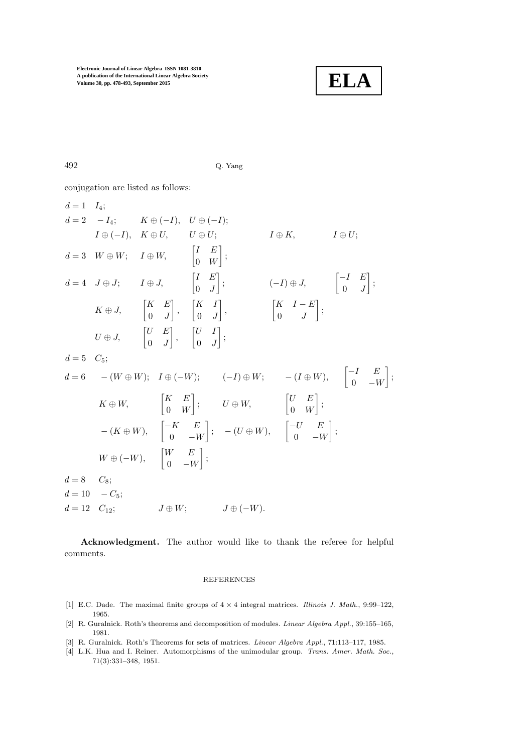conjugation are listed as follows:

$d = 1 \quad I_4;$

$d = 2 \quad -I_4; \qquad K \oplus (-I), \quad U \oplus (-I);$

$\qquad I \oplus (-I), \quad K \oplus U, \qquad U \oplus U; \qquad I \oplus K, \qquad I \oplus U;$

$d = 3 \quad W \oplus W; \quad I \oplus W, \quad \begin{bmatrix} I & E \\ 0 & W \end{bmatrix};$

$d = 4 \quad J \oplus J; \quad I \oplus J, \quad \begin{bmatrix} I & E \\ 0 & J \end{bmatrix}; \qquad (-I) \oplus J, \quad \begin{bmatrix} -I & E \\ 0 & J \end{bmatrix};$

$\qquad K \oplus J, \quad \begin{bmatrix} K & E \\ 0 & J \end{bmatrix}, \quad \begin{bmatrix} K & I \\ 0 & J \end{bmatrix}, \qquad \begin{bmatrix} K & I - E \\ 0 & J \end{bmatrix};$

$\qquad U \oplus J, \quad \begin{bmatrix} U & E \\ 0 & J \end{bmatrix}, \quad \begin{bmatrix} U & I \\ 0 & J \end{bmatrix};$

$d = 5 \quad C_5;$

$d = 6 \quad -(W \oplus W); \quad I \oplus (-W); \qquad (-I) \oplus W; \qquad -(I \oplus W), \quad \begin{bmatrix} -I & E \\ 0 & -W \end{bmatrix};$

$\qquad K \oplus W, \quad \begin{bmatrix} K & E \\ 0 & W \end{bmatrix}; \qquad U \oplus W, \quad \begin{bmatrix} U & E \\ 0 & W \end{bmatrix};$

$\qquad -(K \oplus W), \quad \begin{bmatrix} -K & E \\ 0 & -W \end{bmatrix}; \quad -(U \oplus W), \quad \begin{bmatrix} -U & E \\ 0 & -W \end{bmatrix};$

$\qquad W \oplus (-W), \quad \begin{bmatrix} W & E \\ 0 & -W \end{bmatrix};$

$d = 8 \quad C_8;$

$d = 10 \quad -C_5;$

$d = 12 \quad C_{12}; \qquad J \oplus W; \qquad J \oplus (-W).$

**Acknowledgment.** The author would like to thank the referee for helpful comments.

REFERENCES

[1] E.C. Dade. The maximal finite groups of $4 \times 4$ integral matrices. *Illinois J. Math.*, 9:99–122, 1965.

[2] R. Guralnick. Roth's theorems and decomposition of modules. *Linear Algebra Appl.*, 39:155–165, 1981.

[3] R. Guralnick. Roth's Theorems for sets of matrices. *Linear Algebra Appl.*, 71:113–117, 1985.

[4] L.K. Hua and I. Reiner. Automorphisms of the unimodular group. *Trans. Amer. Math. Soc.*, 71(3):331–348, 1951.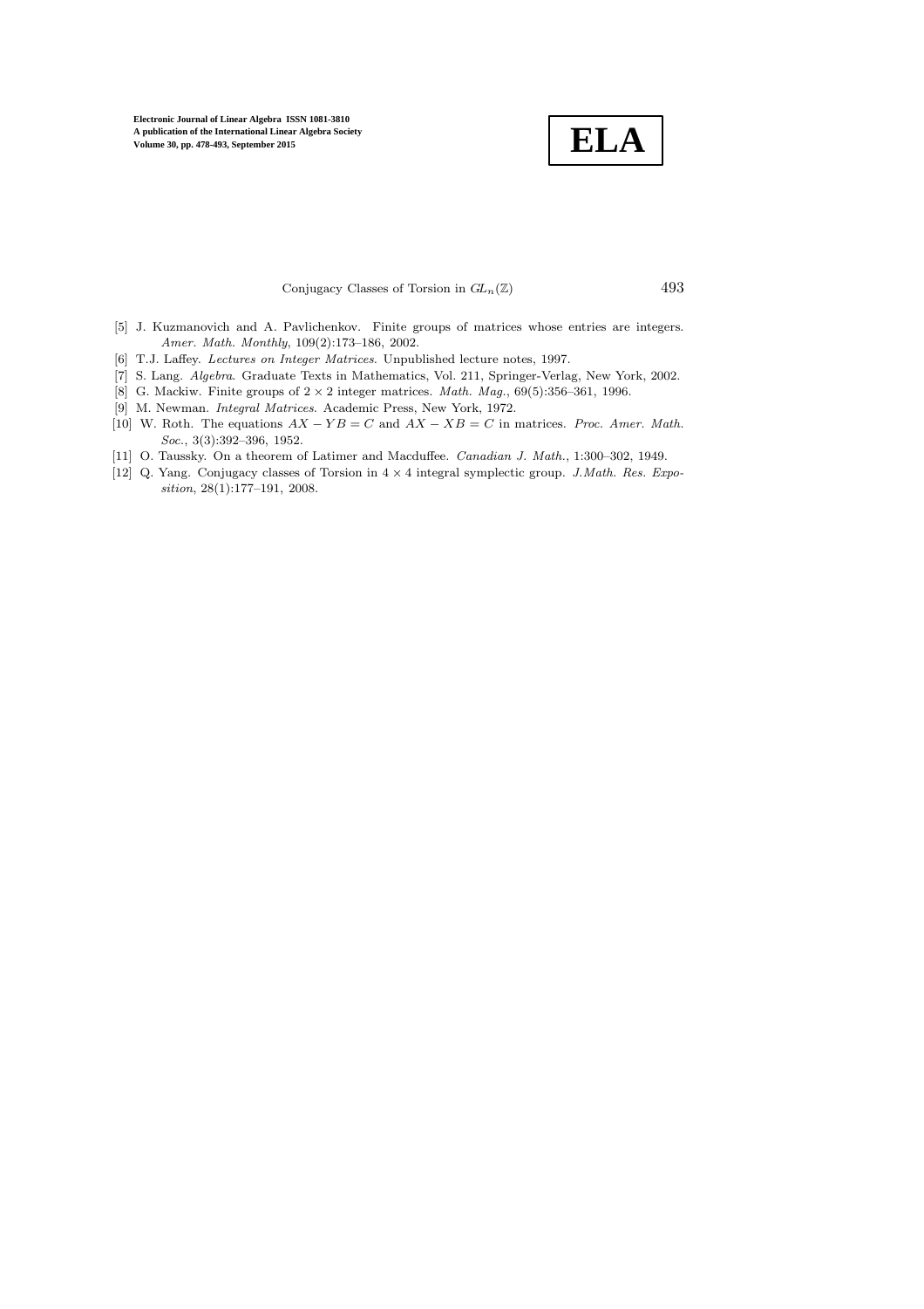[5] J. Kuzmanovich and A. Pavlichenkov. Finite groups of matrices whose entries are integers. *Amer. Math. Monthly*, 109(2):173–186, 2002.

[6] T.J. Laffey. *Lectures on Integer Matrices*. Unpublished lecture notes, 1997.

[7] S. Lang. *Algebra*. Graduate Texts in Mathematics, Vol. 211, Springer-Verlag, New York, 2002.

[8] G. Mackiw. Finite groups of $2 \times 2$ integer matrices. *Math. Mag.*, 69(5):356–361, 1996.

[9] M. Newman. *Integral Matrices*. Academic Press, New York, 1972.

[10] W. Roth. The equations $AX - YB = C$ and $AX - XB = C$ in matrices. *Proc. Amer. Math. Soc.*, 3(3):392–396, 1952.

[11] O. Taussky. On a theorem of Latimer and Macduffee. *Canadian J. Math.*, 1:300–302, 1949.

[12] Q. Yang. Conjugacy classes of Torsion in $4 \times 4$ integral symplectic group. *J.Math. Res. Exposition*, 28(1):177–191, 2008.